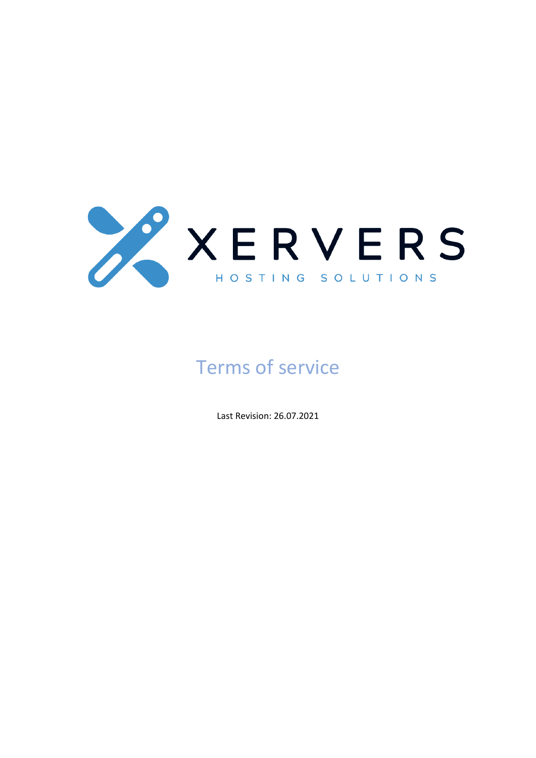XERVERS

HOSTING SOLUTIONS

# Terms of service

Last Revision: 26.07.2021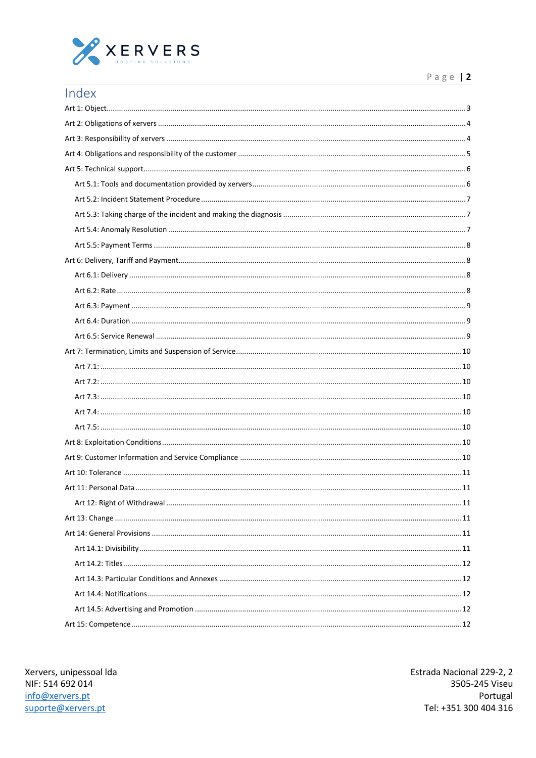# Index

- Art 1: Object .......... 3
- Art 2: Obligations of xervers .......... 4
- Art 3: Responsibility of xervers .......... 4
- Art 4: Obligations and responsibility of the customer .......... 5
- Art 5: Technical support .......... 6
  - Art 5.1: Tools and documentation provided by xervers .......... 6
  - Art 5.2: Incident Statement Procedure .......... 7
  - Art 5.3: Taking charge of the incident and making the diagnosis .......... 7
  - Art 5.4: Anomaly Resolution .......... 7
  - Art 5.5: Payment Terms .......... 8
- Art 6: Delivery, Tariff and Payment .......... 8
  - Art 6.1: Delivery .......... 8
  - Art 6.2: Rate .......... 8
  - Art 6.3: Payment .......... 9
  - Art 6.4: Duration .......... 9
  - Art 6.5: Service Renewal .......... 9
- Art 7: Termination, Limits and Suspension of Service .......... 10
  - Art 7.1: .......... 10
  - Art 7.2: .......... 10
  - Art 7.3: .......... 10
  - Art 7.4: .......... 10
  - Art 7.5: .......... 10
- Art 8: Exploitation Conditions .......... 10
- Art 9: Customer Information and Service Compliance .......... 10
- Art 10: Tolerance .......... 11
- Art 11: Personal Data .......... 11
  - Art 12: Right of Withdrawal .......... 11
- Art 13: Change .......... 11
- Art 14: General Provisions .......... 11
  - Art 14.1: Divisibility .......... 11
  - Art 14.2: Titles .......... 12
  - Art 14.3: Particular Conditions and Annexes .......... 12
  - Art 14.4: Notifications .......... 12
  - Art 14.5: Advertising and Promotion .......... 12
- Art 15: Competence .......... 12

Xervers, unipessoal lda
NIF: 514 692 014
info@xervers.pt
suporte@xervers.pt

Estrada Nacional 229-2, 2
3505-245 Viseu
Portugal
Tel: +351 300 404 316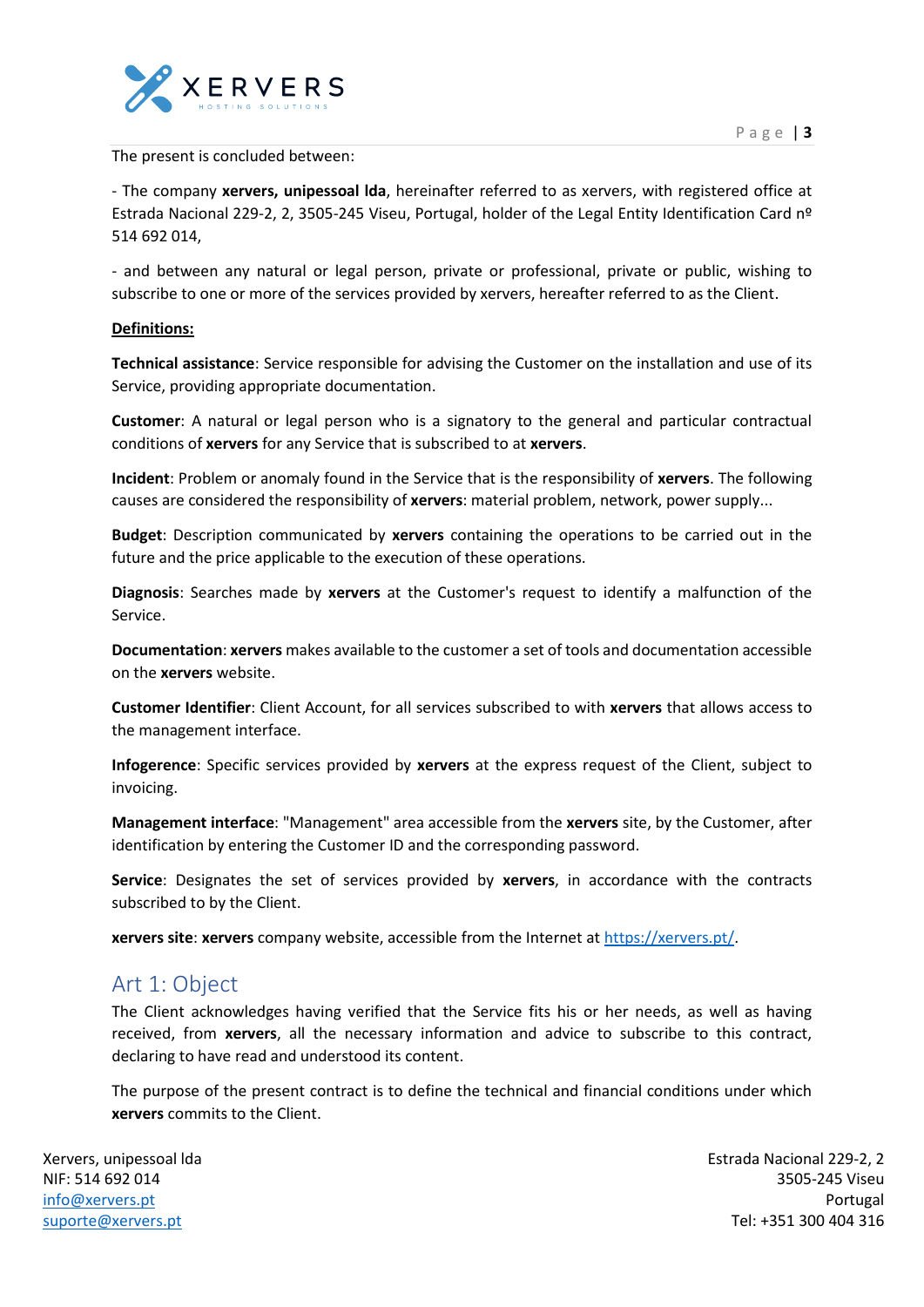The present is concluded between:

- The company **xervers, unipessoal lda**, hereinafter referred to as xervers, with registered office at Estrada Nacional 229-2, 2, 3505-245 Viseu, Portugal, holder of the Legal Entity Identification Card nº 514 692 014,

- and between any natural or legal person, private or professional, private or public, wishing to subscribe to one or more of the services provided by xervers, hereafter referred to as the Client.

**Definitions:**

**Technical assistance**: Service responsible for advising the Customer on the installation and use of its Service, providing appropriate documentation.

**Customer**: A natural or legal person who is a signatory to the general and particular contractual conditions of **xervers** for any Service that is subscribed to at **xervers**.

**Incident**: Problem or anomaly found in the Service that is the responsibility of **xervers**. The following causes are considered the responsibility of **xervers**: material problem, network, power supply...

**Budget**: Description communicated by **xervers** containing the operations to be carried out in the future and the price applicable to the execution of these operations.

**Diagnosis**: Searches made by **xervers** at the Customer's request to identify a malfunction of the Service.

**Documentation**: **xervers** makes available to the customer a set of tools and documentation accessible on the **xervers** website.

**Customer Identifier**: Client Account, for all services subscribed to with **xervers** that allows access to the management interface.

**Infogerence**: Specific services provided by **xervers** at the express request of the Client, subject to invoicing.

**Management interface**: "Management" area accessible from the **xervers** site, by the Customer, after identification by entering the Customer ID and the corresponding password.

**Service**: Designates the set of services provided by **xervers**, in accordance with the contracts subscribed to by the Client.

**xervers site**: **xervers** company website, accessible from the Internet at https://xervers.pt/.

## Art 1: Object

The Client acknowledges having verified that the Service fits his or her needs, as well as having received, from **xervers**, all the necessary information and advice to subscribe to this contract, declaring to have read and understood its content.

The purpose of the present contract is to define the technical and financial conditions under which **xervers** commits to the Client.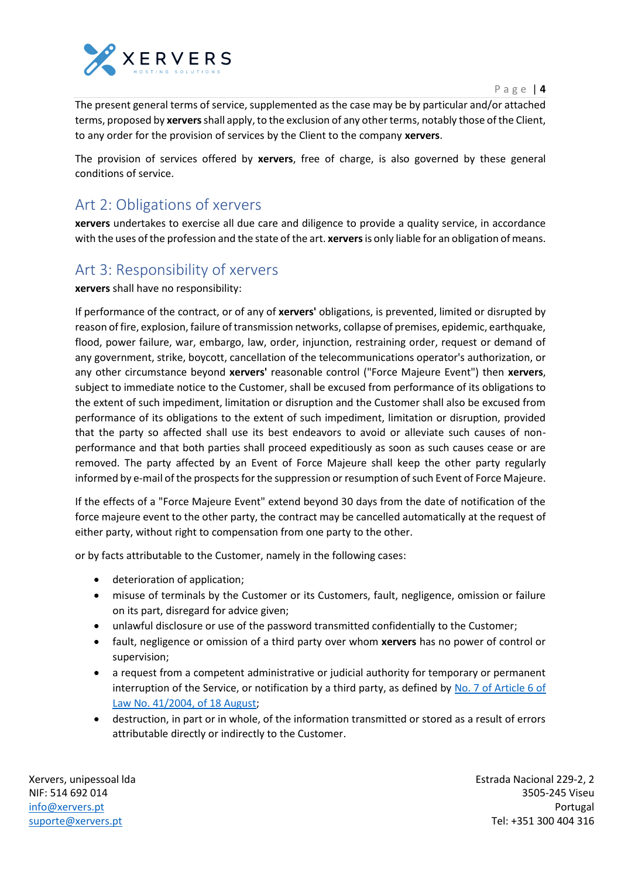The present general terms of service, supplemented as the case may be by particular and/or attached terms, proposed by **xervers** shall apply, to the exclusion of any other terms, notably those of the Client, to any order for the provision of services by the Client to the company **xervers**.

The provision of services offered by **xervers**, free of charge, is also governed by these general conditions of service.

## Art 2: Obligations of xervers

**xervers** undertakes to exercise all due care and diligence to provide a quality service, in accordance with the uses of the profession and the state of the art. **xervers** is only liable for an obligation of means.

## Art 3: Responsibility of xervers

**xervers** shall have no responsibility:

If performance of the contract, or of any of **xervers'** obligations, is prevented, limited or disrupted by reason of fire, explosion, failure of transmission networks, collapse of premises, epidemic, earthquake, flood, power failure, war, embargo, law, order, injunction, restraining order, request or demand of any government, strike, boycott, cancellation of the telecommunications operator's authorization, or any other circumstance beyond **xervers'** reasonable control ("Force Majeure Event") then **xervers**, subject to immediate notice to the Customer, shall be excused from performance of its obligations to the extent of such impediment, limitation or disruption and the Customer shall also be excused from performance of its obligations to the extent of such impediment, limitation or disruption, provided that the party so affected shall use its best endeavors to avoid or alleviate such causes of non-performance and that both parties shall proceed expeditiously as soon as such causes cease or are removed. The party affected by an Event of Force Majeure shall keep the other party regularly informed by e-mail of the prospects for the suppression or resumption of such Event of Force Majeure.

If the effects of a "Force Majeure Event" extend beyond 30 days from the date of notification of the force majeure event to the other party, the contract may be cancelled automatically at the request of either party, without right to compensation from one party to the other.

or by facts attributable to the Customer, namely in the following cases:

- deterioration of application;
- misuse of terminals by the Customer or its Customers, fault, negligence, omission or failure on its part, disregard for advice given;
- unlawful disclosure or use of the password transmitted confidentially to the Customer;
- fault, negligence or omission of a third party over whom **xervers** has no power of control or supervision;
- a request from a competent administrative or judicial authority for temporary or permanent interruption of the Service, or notification by a third party, as defined by No. 7 of Article 6 of Law No. 41/2004, of 18 August;
- destruction, in part or in whole, of the information transmitted or stored as a result of errors attributable directly or indirectly to the Customer.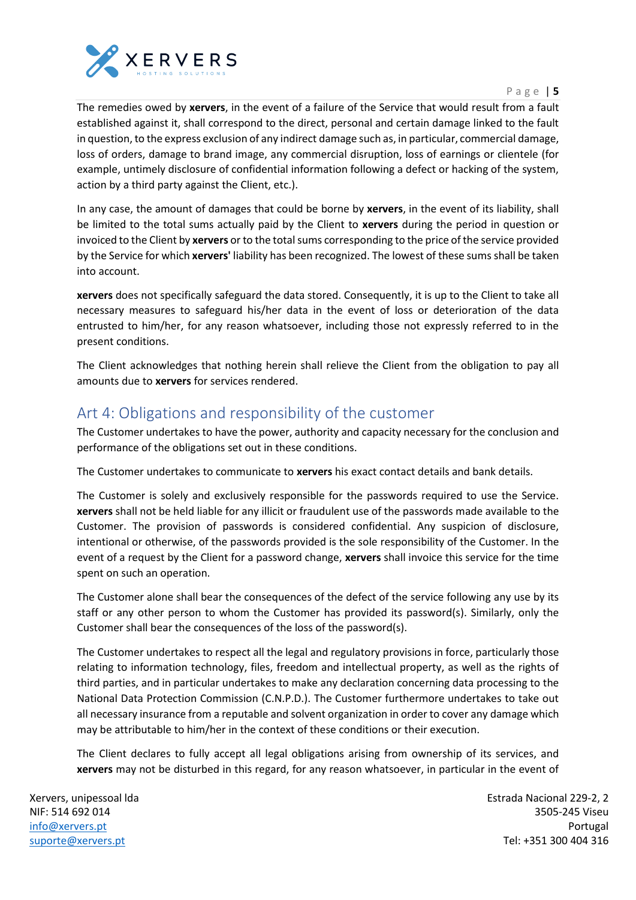The remedies owed by **xervers**, in the event of a failure of the Service that would result from a fault established against it, shall correspond to the direct, personal and certain damage linked to the fault in question, to the express exclusion of any indirect damage such as, in particular, commercial damage, loss of orders, damage to brand image, any commercial disruption, loss of earnings or clientele (for example, untimely disclosure of confidential information following a defect or hacking of the system, action by a third party against the Client, etc.).

In any case, the amount of damages that could be borne by **xervers**, in the event of its liability, shall be limited to the total sums actually paid by the Client to **xervers** during the period in question or invoiced to the Client by **xervers** or to the total sums corresponding to the price of the service provided by the Service for which **xervers'** liability has been recognized. The lowest of these sums shall be taken into account.

**xervers** does not specifically safeguard the data stored. Consequently, it is up to the Client to take all necessary measures to safeguard his/her data in the event of loss or deterioration of the data entrusted to him/her, for any reason whatsoever, including those not expressly referred to in the present conditions.

The Client acknowledges that nothing herein shall relieve the Client from the obligation to pay all amounts due to **xervers** for services rendered.

## Art 4: Obligations and responsibility of the customer

The Customer undertakes to have the power, authority and capacity necessary for the conclusion and performance of the obligations set out in these conditions.

The Customer undertakes to communicate to **xervers** his exact contact details and bank details.

The Customer is solely and exclusively responsible for the passwords required to use the Service. **xervers** shall not be held liable for any illicit or fraudulent use of the passwords made available to the Customer. The provision of passwords is considered confidential. Any suspicion of disclosure, intentional or otherwise, of the passwords provided is the sole responsibility of the Customer. In the event of a request by the Client for a password change, **xervers** shall invoice this service for the time spent on such an operation.

The Customer alone shall bear the consequences of the defect of the service following any use by its staff or any other person to whom the Customer has provided its password(s). Similarly, only the Customer shall bear the consequences of the loss of the password(s).

The Customer undertakes to respect all the legal and regulatory provisions in force, particularly those relating to information technology, files, freedom and intellectual property, as well as the rights of third parties, and in particular undertakes to make any declaration concerning data processing to the National Data Protection Commission (C.N.P.D.). The Customer furthermore undertakes to take out all necessary insurance from a reputable and solvent organization in order to cover any damage which may be attributable to him/her in the context of these conditions or their execution.

The Client declares to fully accept all legal obligations arising from ownership of its services, and **xervers** may not be disturbed in this regard, for any reason whatsoever, in particular in the event of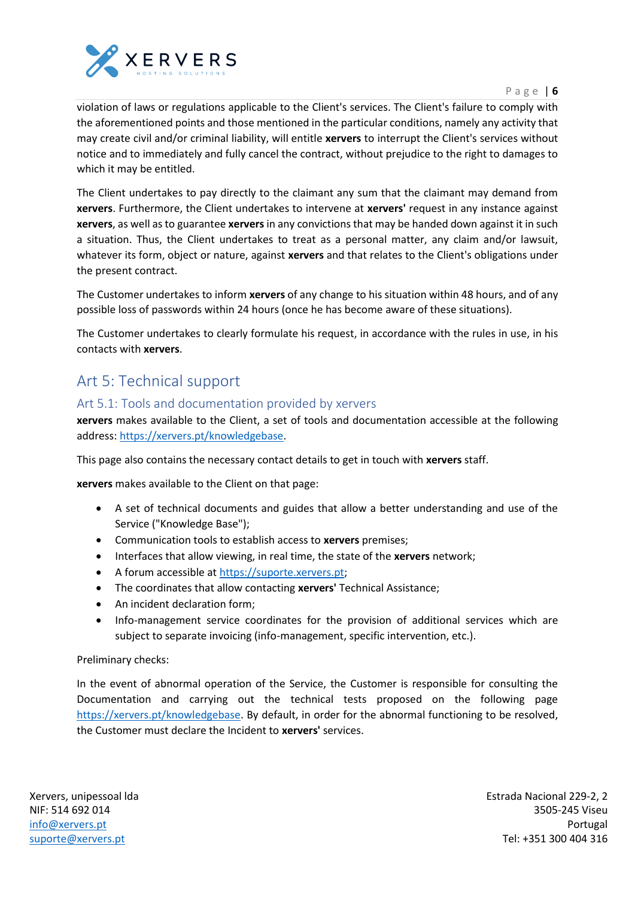violation of laws or regulations applicable to the Client's services. The Client's failure to comply with the aforementioned points and those mentioned in the particular conditions, namely any activity that may create civil and/or criminal liability, will entitle **xervers** to interrupt the Client's services without notice and to immediately and fully cancel the contract, without prejudice to the right to damages to which it may be entitled.

The Client undertakes to pay directly to the claimant any sum that the claimant may demand from **xervers**. Furthermore, the Client undertakes to intervene at **xervers'** request in any instance against **xervers**, as well as to guarantee **xervers** in any convictions that may be handed down against it in such a situation. Thus, the Client undertakes to treat as a personal matter, any claim and/or lawsuit, whatever its form, object or nature, against **xervers** and that relates to the Client's obligations under the present contract.

The Customer undertakes to inform **xervers** of any change to his situation within 48 hours, and of any possible loss of passwords within 24 hours (once he has become aware of these situations).

The Customer undertakes to clearly formulate his request, in accordance with the rules in use, in his contacts with **xervers**.

# Art 5: Technical support

## Art 5.1: Tools and documentation provided by xervers

**xervers** makes available to the Client, a set of tools and documentation accessible at the following address: https://xervers.pt/knowledgebase.

This page also contains the necessary contact details to get in touch with **xervers** staff.

**xervers** makes available to the Client on that page:

- A set of technical documents and guides that allow a better understanding and use of the Service ("Knowledge Base");
- Communication tools to establish access to **xervers** premises;
- Interfaces that allow viewing, in real time, the state of the **xervers** network;
- A forum accessible at https://suporte.xervers.pt;
- The coordinates that allow contacting **xervers'** Technical Assistance;
- An incident declaration form;
- Info-management service coordinates for the provision of additional services which are subject to separate invoicing (info-management, specific intervention, etc.).

Preliminary checks:

In the event of abnormal operation of the Service, the Customer is responsible for consulting the Documentation and carrying out the technical tests proposed on the following page https://xervers.pt/knowledgebase. By default, in order for the abnormal functioning to be resolved, the Customer must declare the Incident to **xervers'** services.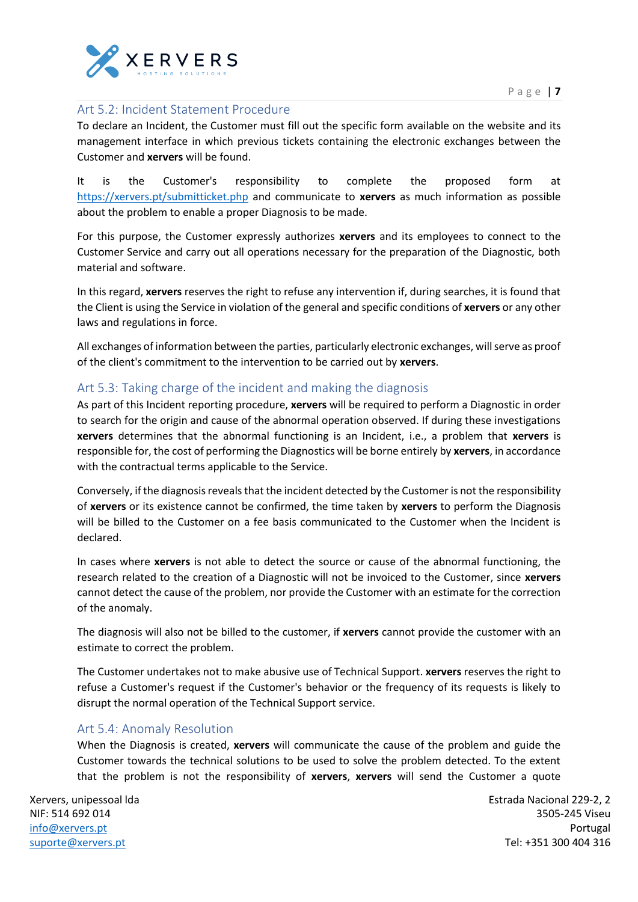## Art 5.2: Incident Statement Procedure

To declare an Incident, the Customer must fill out the specific form available on the website and its management interface in which previous tickets containing the electronic exchanges between the Customer and **xervers** will be found.

It is the Customer's responsibility to complete the proposed form at https://xervers.pt/submitticket.php and communicate to **xervers** as much information as possible about the problem to enable a proper Diagnosis to be made.

For this purpose, the Customer expressly authorizes **xervers** and its employees to connect to the Customer Service and carry out all operations necessary for the preparation of the Diagnostic, both material and software.

In this regard, **xervers** reserves the right to refuse any intervention if, during searches, it is found that the Client is using the Service in violation of the general and specific conditions of **xervers** or any other laws and regulations in force.

All exchanges of information between the parties, particularly electronic exchanges, will serve as proof of the client's commitment to the intervention to be carried out by **xervers**.

## Art 5.3: Taking charge of the incident and making the diagnosis

As part of this Incident reporting procedure, **xervers** will be required to perform a Diagnostic in order to search for the origin and cause of the abnormal operation observed. If during these investigations **xervers** determines that the abnormal functioning is an Incident, i.e., a problem that **xervers** is responsible for, the cost of performing the Diagnostics will be borne entirely by **xervers**, in accordance with the contractual terms applicable to the Service.

Conversely, if the diagnosis reveals that the incident detected by the Customer is not the responsibility of **xervers** or its existence cannot be confirmed, the time taken by **xervers** to perform the Diagnosis will be billed to the Customer on a fee basis communicated to the Customer when the Incident is declared.

In cases where **xervers** is not able to detect the source or cause of the abnormal functioning, the research related to the creation of a Diagnostic will not be invoiced to the Customer, since **xervers** cannot detect the cause of the problem, nor provide the Customer with an estimate for the correction of the anomaly.

The diagnosis will also not be billed to the customer, if **xervers** cannot provide the customer with an estimate to correct the problem.

The Customer undertakes not to make abusive use of Technical Support. **xervers** reserves the right to refuse a Customer's request if the Customer's behavior or the frequency of its requests is likely to disrupt the normal operation of the Technical Support service.

## Art 5.4: Anomaly Resolution

When the Diagnosis is created, **xervers** will communicate the cause of the problem and guide the Customer towards the technical solutions to be used to solve the problem detected. To the extent that the problem is not the responsibility of **xervers**, **xervers** will send the Customer a quote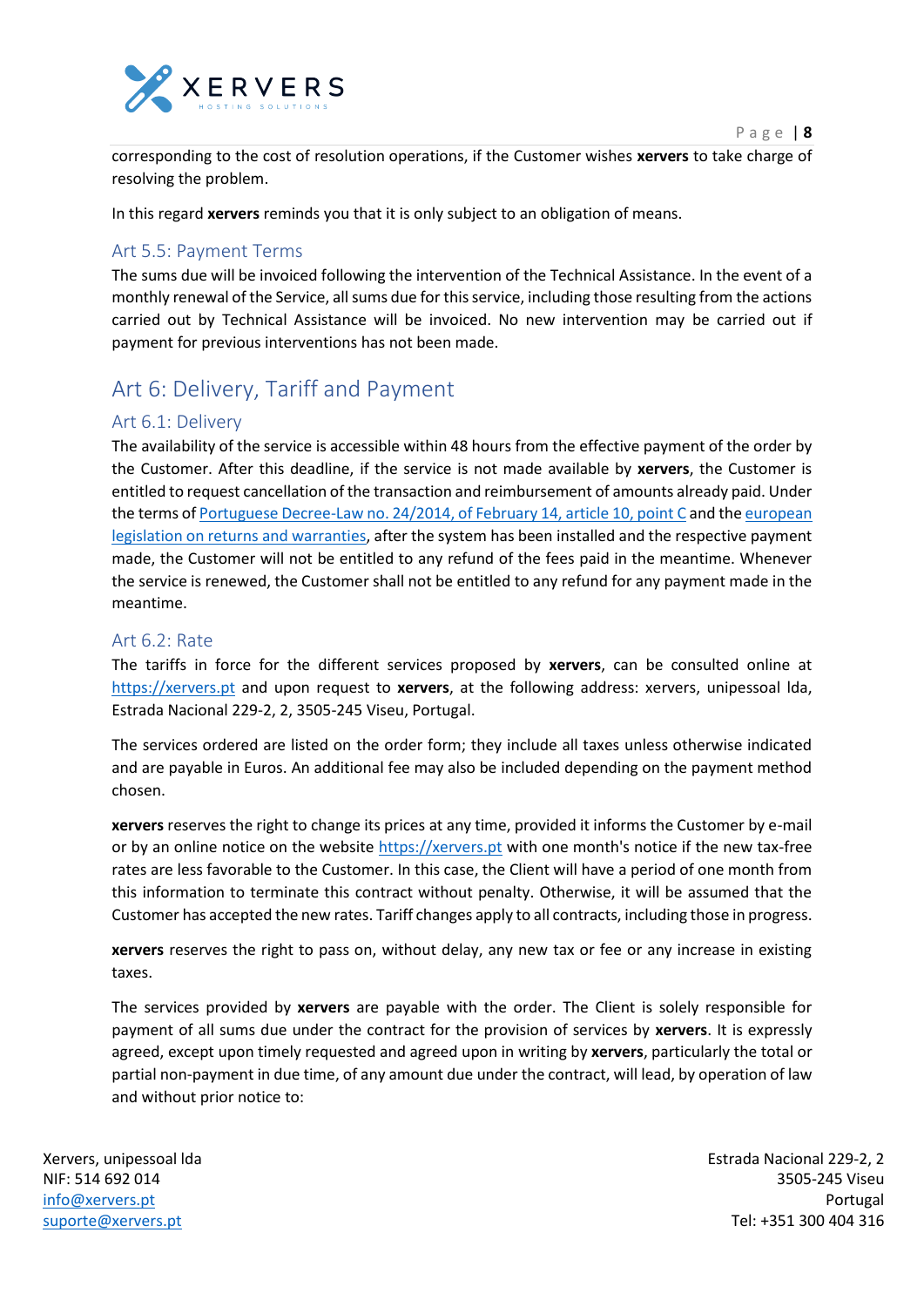corresponding to the cost of resolution operations, if the Customer wishes **xervers** to take charge of resolving the problem.

In this regard **xervers** reminds you that it is only subject to an obligation of means.

### Art 5.5: Payment Terms

The sums due will be invoiced following the intervention of the Technical Assistance. In the event of a monthly renewal of the Service, all sums due for this service, including those resulting from the actions carried out by Technical Assistance will be invoiced. No new intervention may be carried out if payment for previous interventions has not been made.

## Art 6: Delivery, Tariff and Payment

### Art 6.1: Delivery

The availability of the service is accessible within 48 hours from the effective payment of the order by the Customer. After this deadline, if the service is not made available by **xervers**, the Customer is entitled to request cancellation of the transaction and reimbursement of amounts already paid. Under the terms of Portuguese Decree-Law no. 24/2014, of February 14, article 10, point C and the european legislation on returns and warranties, after the system has been installed and the respective payment made, the Customer will not be entitled to any refund of the fees paid in the meantime. Whenever the service is renewed, the Customer shall not be entitled to any refund for any payment made in the meantime.

### Art 6.2: Rate

The tariffs in force for the different services proposed by **xervers**, can be consulted online at https://xervers.pt and upon request to **xervers**, at the following address: xervers, unipessoal lda, Estrada Nacional 229-2, 2, 3505-245 Viseu, Portugal.

The services ordered are listed on the order form; they include all taxes unless otherwise indicated and are payable in Euros. An additional fee may also be included depending on the payment method chosen.

**xervers** reserves the right to change its prices at any time, provided it informs the Customer by e-mail or by an online notice on the website https://xervers.pt with one month's notice if the new tax-free rates are less favorable to the Customer. In this case, the Client will have a period of one month from this information to terminate this contract without penalty. Otherwise, it will be assumed that the Customer has accepted the new rates. Tariff changes apply to all contracts, including those in progress.

**xervers** reserves the right to pass on, without delay, any new tax or fee or any increase in existing taxes.

The services provided by **xervers** are payable with the order. The Client is solely responsible for payment of all sums due under the contract for the provision of services by **xervers**. It is expressly agreed, except upon timely requested and agreed upon in writing by **xervers**, particularly the total or partial non-payment in due time, of any amount due under the contract, will lead, by operation of law and without prior notice to: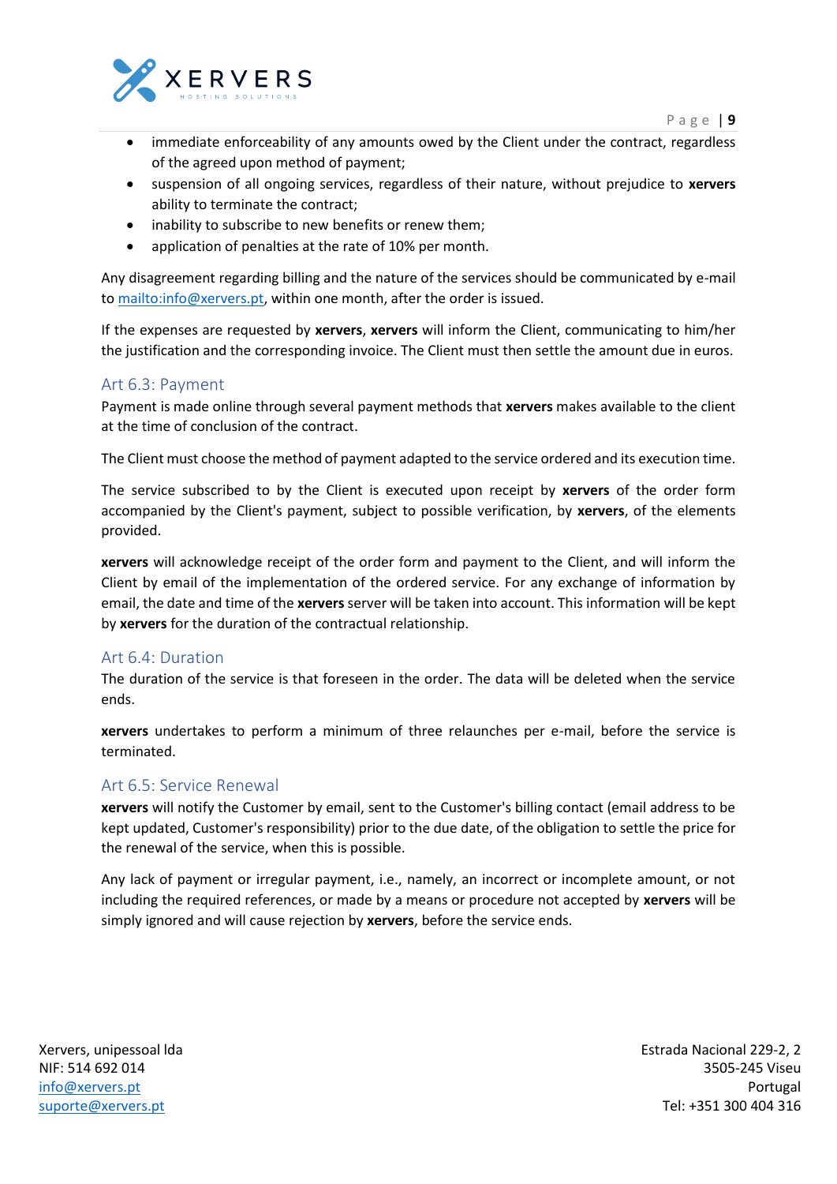- immediate enforceability of any amounts owed by the Client under the contract, regardless of the agreed upon method of payment;
- suspension of all ongoing services, regardless of their nature, without prejudice to **xervers** ability to terminate the contract;
- inability to subscribe to new benefits or renew them;
- application of penalties at the rate of 10% per month.

Any disagreement regarding billing and the nature of the services should be communicated by e-mail to mailto:info@xervers.pt, within one month, after the order is issued.

If the expenses are requested by **xervers**, **xervers** will inform the Client, communicating to him/her the justification and the corresponding invoice. The Client must then settle the amount due in euros.

### Art 6.3: Payment

Payment is made online through several payment methods that **xervers** makes available to the client at the time of conclusion of the contract.

The Client must choose the method of payment adapted to the service ordered and its execution time.

The service subscribed to by the Client is executed upon receipt by **xervers** of the order form accompanied by the Client's payment, subject to possible verification, by **xervers**, of the elements provided.

**xervers** will acknowledge receipt of the order form and payment to the Client, and will inform the Client by email of the implementation of the ordered service. For any exchange of information by email, the date and time of the **xervers** server will be taken into account. This information will be kept by **xervers** for the duration of the contractual relationship.

### Art 6.4: Duration

The duration of the service is that foreseen in the order. The data will be deleted when the service ends.

**xervers** undertakes to perform a minimum of three relaunches per e-mail, before the service is terminated.

### Art 6.5: Service Renewal

**xervers** will notify the Customer by email, sent to the Customer's billing contact (email address to be kept updated, Customer's responsibility) prior to the due date, of the obligation to settle the price for the renewal of the service, when this is possible.

Any lack of payment or irregular payment, i.e., namely, an incorrect or incomplete amount, or not including the required references, or made by a means or procedure not accepted by **xervers** will be simply ignored and will cause rejection by **xervers**, before the service ends.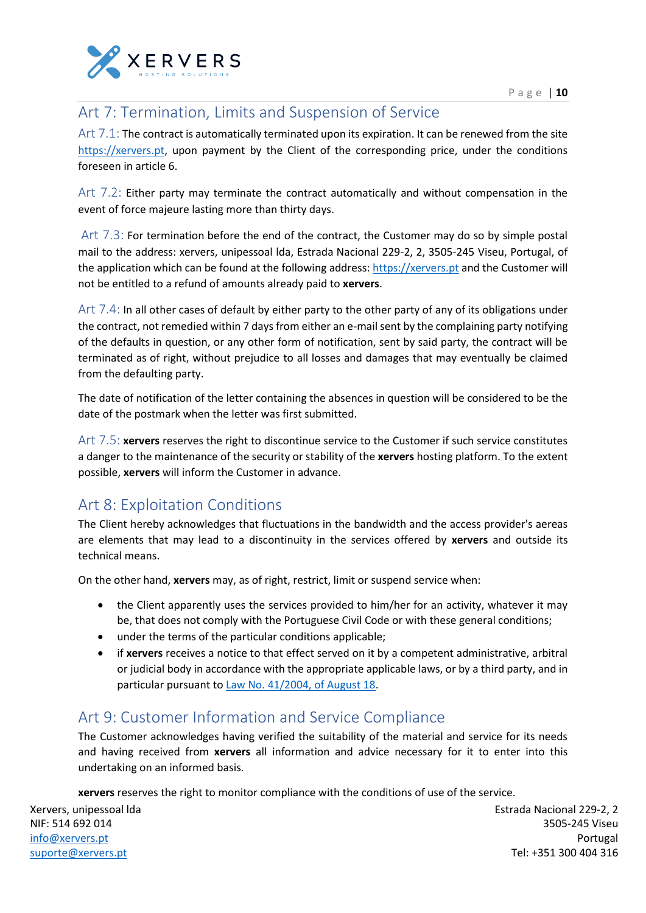## Art 7: Termination, Limits and Suspension of Service

Art 7.1: The contract is automatically terminated upon its expiration. It can be renewed from the site https://xervers.pt, upon payment by the Client of the corresponding price, under the conditions foreseen in article 6.

Art 7.2: Either party may terminate the contract automatically and without compensation in the event of force majeure lasting more than thirty days.

Art 7.3: For termination before the end of the contract, the Customer may do so by simple postal mail to the address: xervers, unipessoal lda, Estrada Nacional 229-2, 2, 3505-245 Viseu, Portugal, of the application which can be found at the following address: https://xervers.pt and the Customer will not be entitled to a refund of amounts already paid to **xervers**.

Art 7.4: In all other cases of default by either party to the other party of any of its obligations under the contract, not remedied within 7 days from either an e-mail sent by the complaining party notifying of the defaults in question, or any other form of notification, sent by said party, the contract will be terminated as of right, without prejudice to all losses and damages that may eventually be claimed from the defaulting party.

The date of notification of the letter containing the absences in question will be considered to be the date of the postmark when the letter was first submitted.

Art 7.5: **xervers** reserves the right to discontinue service to the Customer if such service constitutes a danger to the maintenance of the security or stability of the **xervers** hosting platform. To the extent possible, **xervers** will inform the Customer in advance.

## Art 8: Exploitation Conditions

The Client hereby acknowledges that fluctuations in the bandwidth and the access provider's aereas are elements that may lead to a discontinuity in the services offered by **xervers** and outside its technical means.

On the other hand, **xervers** may, as of right, restrict, limit or suspend service when:

- the Client apparently uses the services provided to him/her for an activity, whatever it may be, that does not comply with the Portuguese Civil Code or with these general conditions;
- under the terms of the particular conditions applicable;
- if **xervers** receives a notice to that effect served on it by a competent administrative, arbitral or judicial body in accordance with the appropriate applicable laws, or by a third party, and in particular pursuant to Law No. 41/2004, of August 18.

## Art 9: Customer Information and Service Compliance

The Customer acknowledges having verified the suitability of the material and service for its needs and having received from **xervers** all information and advice necessary for it to enter into this undertaking on an informed basis.

**xervers** reserves the right to monitor compliance with the conditions of use of the service.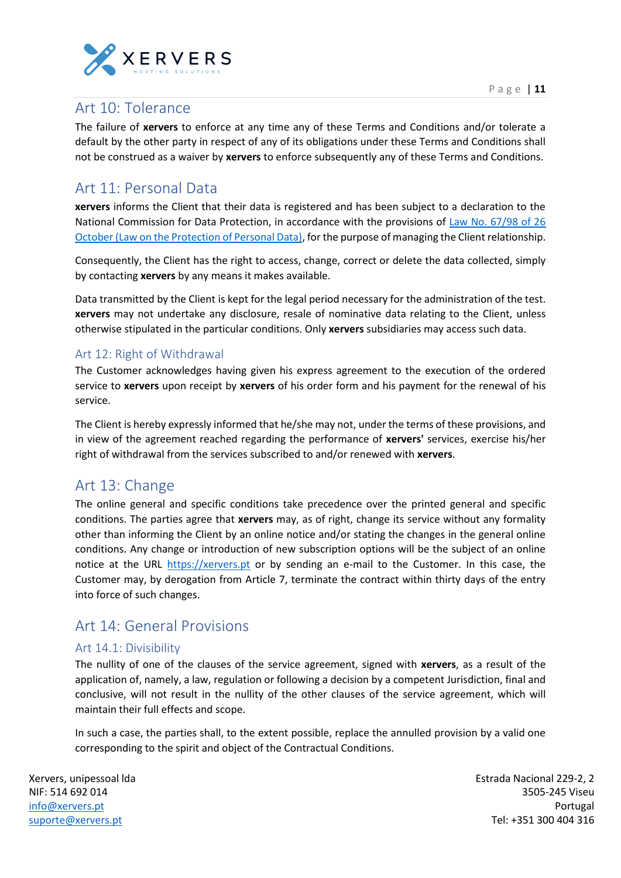## Art 10: Tolerance

The failure of **xervers** to enforce at any time any of these Terms and Conditions and/or tolerate a default by the other party in respect of any of its obligations under these Terms and Conditions shall not be construed as a waiver by **xervers** to enforce subsequently any of these Terms and Conditions.

## Art 11: Personal Data

**xervers** informs the Client that their data is registered and has been subject to a declaration to the National Commission for Data Protection, in accordance with the provisions of [Law No. 67/98 of 26 October (Law on the Protection of Personal Data)](), for the purpose of managing the Client relationship.

Consequently, the Client has the right to access, change, correct or delete the data collected, simply by contacting **xervers** by any means it makes available.

Data transmitted by the Client is kept for the legal period necessary for the administration of the test. **xervers** may not undertake any disclosure, resale of nominative data relating to the Client, unless otherwise stipulated in the particular conditions. Only **xervers** subsidiaries may access such data.

### Art 12: Right of Withdrawal

The Customer acknowledges having given his express agreement to the execution of the ordered service to **xervers** upon receipt by **xervers** of his order form and his payment for the renewal of his service.

The Client is hereby expressly informed that he/she may not, under the terms of these provisions, and in view of the agreement reached regarding the performance of **xervers'** services, exercise his/her right of withdrawal from the services subscribed to and/or renewed with **xervers**.

## Art 13: Change

The online general and specific conditions take precedence over the printed general and specific conditions. The parties agree that **xervers** may, as of right, change its service without any formality other than informing the Client by an online notice and/or stating the changes in the general online conditions. Any change or introduction of new subscription options will be the subject of an online notice at the URL https://xervers.pt or by sending an e-mail to the Customer. In this case, the Customer may, by derogation from Article 7, terminate the contract within thirty days of the entry into force of such changes.

## Art 14: General Provisions

### Art 14.1: Divisibility

The nullity of one of the clauses of the service agreement, signed with **xervers**, as a result of the application of, namely, a law, regulation or following a decision by a competent Jurisdiction, final and conclusive, will not result in the nullity of the other clauses of the service agreement, which will maintain their full effects and scope.

In such a case, the parties shall, to the extent possible, replace the annulled provision by a valid one corresponding to the spirit and object of the Contractual Conditions.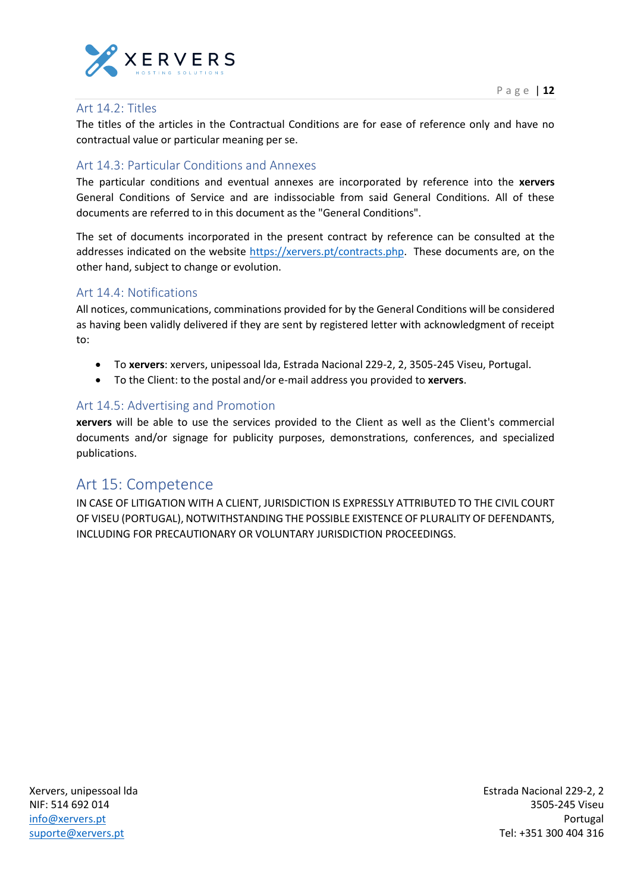### Art 14.2: Titles

The titles of the articles in the Contractual Conditions are for ease of reference only and have no contractual value or particular meaning per se.

### Art 14.3: Particular Conditions and Annexes

The particular conditions and eventual annexes are incorporated by reference into the **xervers** General Conditions of Service and are indissociable from said General Conditions. All of these documents are referred to in this document as the "General Conditions".

The set of documents incorporated in the present contract by reference can be consulted at the addresses indicated on the website https://xervers.pt/contracts.php. These documents are, on the other hand, subject to change or evolution.

### Art 14.4: Notifications

All notices, communications, comminations provided for by the General Conditions will be considered as having been validly delivered if they are sent by registered letter with acknowledgment of receipt to:

- To **xervers**: xervers, unipessoal lda, Estrada Nacional 229-2, 2, 3505-245 Viseu, Portugal.
- To the Client: to the postal and/or e-mail address you provided to **xervers**.

### Art 14.5: Advertising and Promotion

**xervers** will be able to use the services provided to the Client as well as the Client's commercial documents and/or signage for publicity purposes, demonstrations, conferences, and specialized publications.

## Art 15: Competence

IN CASE OF LITIGATION WITH A CLIENT, JURISDICTION IS EXPRESSLY ATTRIBUTED TO THE CIVIL COURT OF VISEU (PORTUGAL), NOTWITHSTANDING THE POSSIBLE EXISTENCE OF PLURALITY OF DEFENDANTS, INCLUDING FOR PRECAUTIONARY OR VOLUNTARY JURISDICTION PROCEEDINGS.